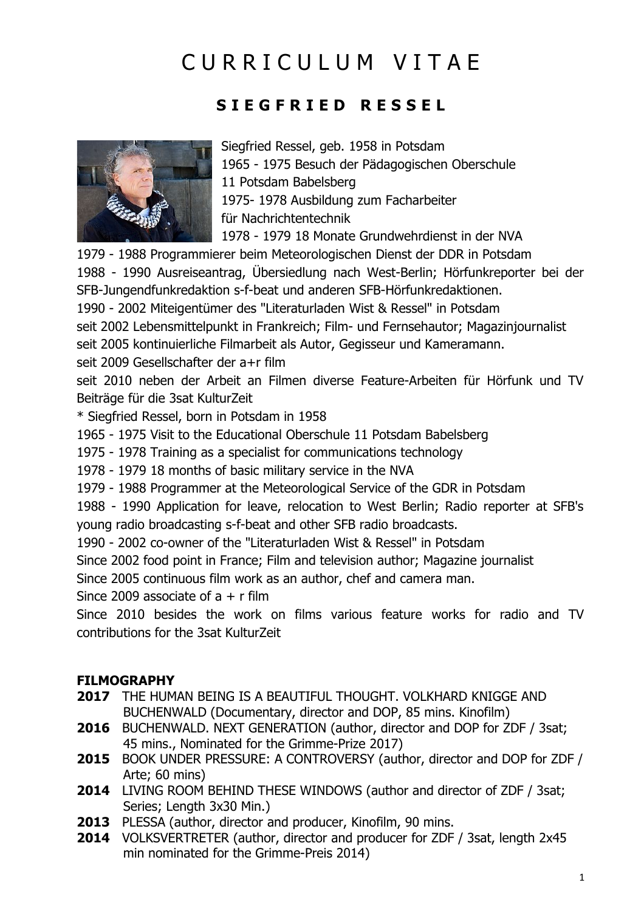# C U R R I C U L U M   V I T A E

## S I E G F R I E D   R E S S E L

Siegfried Ressel, geb. 1958 in Potsdam
1965 - 1975 Besuch der Pädagogischen Oberschule 11 Potsdam Babelsberg
1975- 1978 Ausbildung zum Facharbeiter für Nachrichtentechnik
1978 - 1979 18 Monate Grundwehrdienst in der NVA
1979 - 1988 Programmierer beim Meteorologischen Dienst der DDR in Potsdam
1988 - 1990 Ausreiseantrag, Übersiedlung nach West-Berlin; Hörfunkreporter bei der SFB-Jungendfunkredaktion s-f-beat und anderen SFB-Hörfunkredaktionen.
1990 - 2002 Miteigentümer des "Literaturladen Wist & Ressel" in Potsdam
seit 2002 Lebensmittelpunkt in Frankreich; Film- und Fernsehautor; Magazinjournalist
seit 2005 kontinuierliche Filmarbeit als Autor, Gegisseur und Kameramann.
seit 2009 Gesellschafter der a+r film
seit 2010 neben der Arbeit an Filmen diverse Feature-Arbeiten für Hörfunk und TV Beiträge für die 3sat KulturZeit

* Siegfried Ressel, born in Potsdam in 1958
1965 - 1975 Visit to the Educational Oberschule 11 Potsdam Babelsberg
1975 - 1978 Training as a specialist for communications technology
1978 - 1979 18 months of basic military service in the NVA
1979 - 1988 Programmer at the Meteorological Service of the GDR in Potsdam
1988 - 1990 Application for leave, relocation to West Berlin; Radio reporter at SFB's young radio broadcasting s-f-beat and other SFB radio broadcasts.
1990 - 2002 co-owner of the "Literaturladen Wist & Ressel" in Potsdam
Since 2002 food point in France; Film and television author; Magazine journalist
Since 2005 continuous film work as an author, chef and camera man.
Since 2009 associate of a + r film
Since 2010 besides the work on films various feature works for radio and TV contributions for the 3sat KulturZeit

**FILMOGRAPHY**

**2017** THE HUMAN BEING IS A BEAUTIFUL THOUGHT. VOLKHARD KNIGGE AND BUCHENWALD (Documentary, director and DOP, 85 mins. Kinofilm)
**2016** BUCHENWALD. NEXT GENERATION (author, director and DOP for ZDF / 3sat; 45 mins., Nominated for the Grimme-Prize 2017)
**2015** BOOK UNDER PRESSURE: A CONTROVERSY (author, director and DOP for ZDF / Arte; 60 mins)
**2014** LIVING ROOM BEHIND THESE WINDOWS (author and director of ZDF / 3sat; Series; Length 3x30 Min.)
**2013** PLESSA (author, director and producer, Kinofilm, 90 mins.
**2014** VOLKSVERTRETER (author, director and producer for ZDF / 3sat, length 2x45 min nominated for the Grimme-Preis 2014)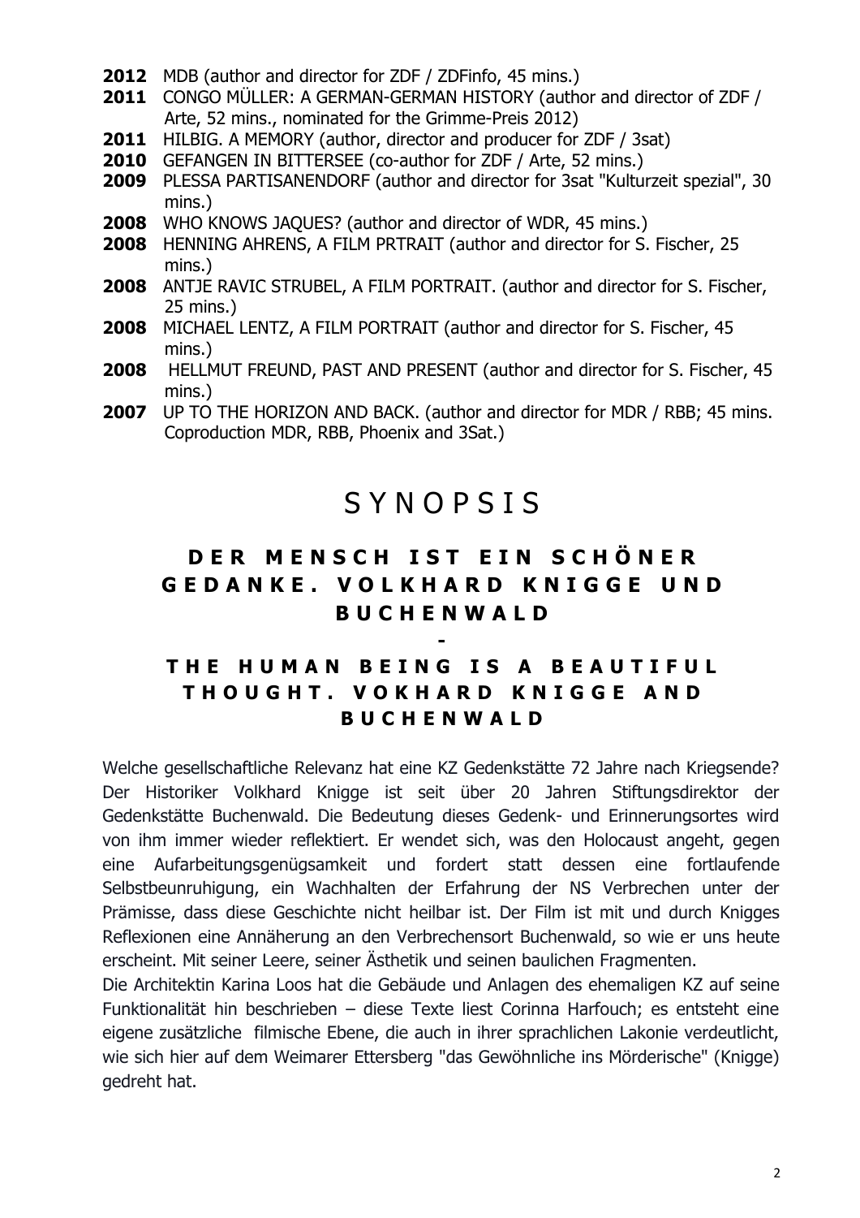**2012** MDB (author and director for ZDF / ZDFinfo, 45 mins.)
**2011** CONGO MÜLLER: A GERMAN-GERMAN HISTORY (author and director of ZDF / Arte, 52 mins., nominated for the Grimme-Preis 2012)
**2011** HILBIG. A MEMORY (author, director and producer for ZDF / 3sat)
**2010** GEFANGEN IN BITTERSEE (co-author for ZDF / Arte, 52 mins.)
**2009** PLESSA PARTISANENDORF (author and director for 3sat "Kulturzeit spezial", 30 mins.)
**2008** WHO KNOWS JAQUES? (author and director of WDR, 45 mins.)
**2008** HENNING AHRENS, A FILM PRTRAIT (author and director for S. Fischer, 25 mins.)
**2008** ANTJE RAVIC STRUBEL, A FILM PORTRAIT. (author and director for S. Fischer, 25 mins.)
**2008** MICHAEL LENTZ, A FILM PORTRAIT (author and director for S. Fischer, 45 mins.)
**2008** HELLMUT FREUND, PAST AND PRESENT (author and director for S. Fischer, 45 mins.)
**2007** UP TO THE HORIZON AND BACK. (author and director for MDR / RBB; 45 mins. Coproduction MDR, RBB, Phoenix and 3Sat.)

# SYNOPSIS

## DER MENSCH IST EIN SCHÖNER GEDANKE. VOLKHARD KNIGGE UND BUCHENWALD

## -

## THE HUMAN BEING IS A BEAUTIFUL THOUGHT. VOKHARD KNIGGE AND BUCHENWALD

Welche gesellschaftliche Relevanz hat eine KZ Gedenkstätte 72 Jahre nach Kriegsende? Der Historiker Volkhard Knigge ist seit über 20 Jahren Stiftungsdirektor der Gedenkstätte Buchenwald. Die Bedeutung dieses Gedenk- und Erinnerungsortes wird von ihm immer wieder reflektiert. Er wendet sich, was den Holocaust angeht, gegen eine Aufarbeitungsgenügsamkeit und fordert statt dessen eine fortlaufende Selbstbeunruhigung, ein Wachhalten der Erfahrung der NS Verbrechen unter der Prämisse, dass diese Geschichte nicht heilbar ist. Der Film ist mit und durch Knigges Reflexionen eine Annäherung an den Verbrechensort Buchenwald, so wie er uns heute erscheint. Mit seiner Leere, seiner Ästhetik und seinen baulichen Fragmenten.
Die Architektin Karina Loos hat die Gebäude und Anlagen des ehemaligen KZ auf seine Funktionalität hin beschrieben – diese Texte liest Corinna Harfouch; es entsteht eine eigene zusätzliche filmische Ebene, die auch in ihrer sprachlichen Lakonie verdeutlicht, wie sich hier auf dem Weimarer Ettersberg "das Gewöhnliche ins Mörderische" (Knigge) gedreht hat.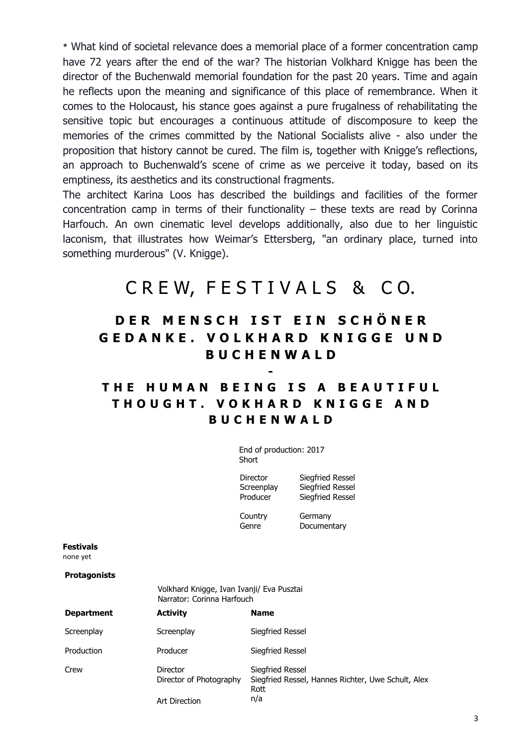* What kind of societal relevance does a memorial place of a former concentration camp have 72 years after the end of the war? The historian Volkhard Knigge has been the director of the Buchenwald memorial foundation for the past 20 years. Time and again he reflects upon the meaning and significance of this place of remembrance. When it comes to the Holocaust, his stance goes against a pure frugalness of rehabilitating the sensitive topic but encourages a continuous attitude of discomposure to keep the memories of the crimes committed by the National Socialists alive - also under the proposition that history cannot be cured. The film is, together with Knigge's reflections, an approach to Buchenwald's scene of crime as we perceive it today, based on its emptiness, its aesthetics and its constructional fragments.

The architect Karina Loos has described the buildings and facilities of the former concentration camp in terms of their functionality – these texts are read by Corinna Harfouch. An own cinematic level develops additionally, also due to her linguistic laconism, that illustrates how Weimar's Ettersberg, "an ordinary place, turned into something murderous" (V. Knigge).

# CREW, FESTIVALS & CO.

## DER MENSCH IST EIN SCHÖNER GEDANKE. VOLKHARD KNIGGE UND BUCHENWALD
## -
## THE HUMAN BEING IS A BEAUTIFUL THOUGHT. VOKHARD KNIGGE AND BUCHENWALD

End of production: 2017
Short

| | |
|---|---|
| Director | Siegfried Ressel |
| Screenplay | Siegfried Ressel |
| Producer | Siegfried Ressel |
| Country | Germany |
| Genre | Documentary |

**Festivals**
none yet

**Protagonists**

Volkhard Knigge, Ivan Ivanji/ Eva Pusztai
Narrator: Corinna Harfouch

| **Department** | **Activity** | **Name** |
|---|---|---|
| Screenplay | Screenplay | Siegfried Ressel |
| Production | Producer | Siegfried Ressel |
| Crew | Director | Siegfried Ressel |
| | Director of Photography | Siegfried Ressel, Hannes Richter, Uwe Schult, Alex Rott |
| | Art Direction | n/a |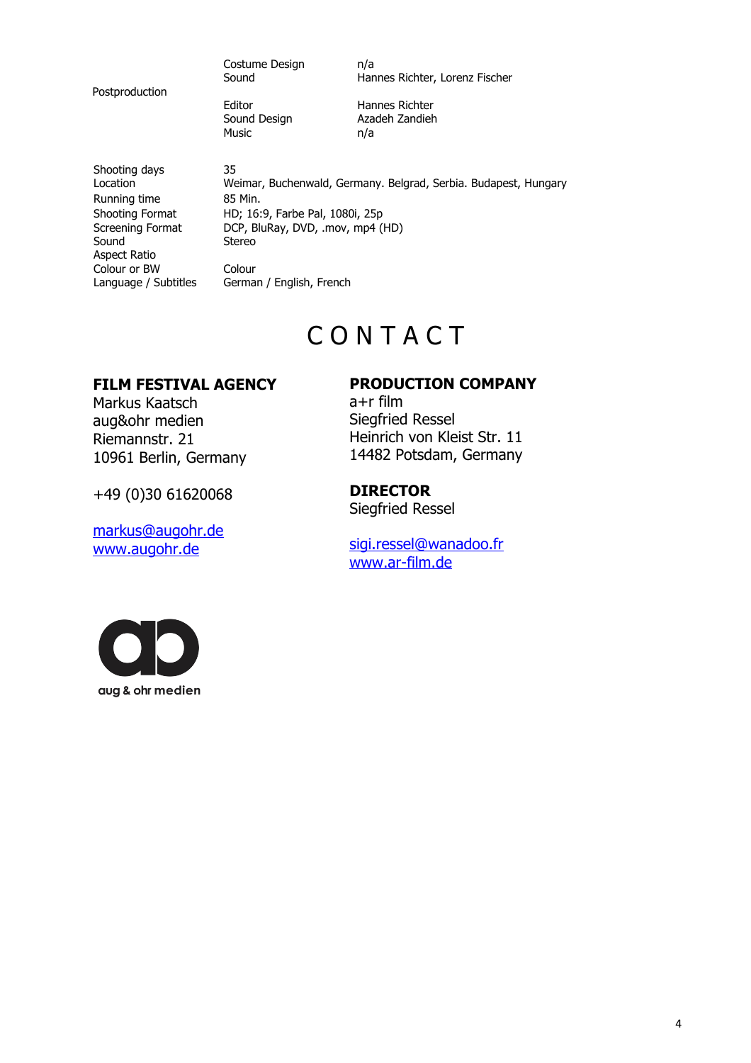| | | |
|---|---|---|
| | Costume Design | n/a |
| | Sound | Hannes Richter, Lorenz Fischer |
| Postproduction | | |
| | Editor | Hannes Richter |
| | Sound Design | Azadeh Zandieh |
| | Music | n/a |

| | |
|---|---|
| Shooting days | 35 |
| Location | Weimar, Buchenwald, Germany. Belgrad, Serbia. Budapest, Hungary |
| Running time | 85 Min. |
| Shooting Format | HD; 16:9, Farbe Pal, 1080i, 25p |
| Screening Format | DCP, BluRay, DVD, .mov, mp4 (HD) |
| Sound | Stereo |
| Aspect Ratio | |
| Colour or BW | Colour |
| Language / Subtitles | German / English, French |

# CONTACT

**FILM FESTIVAL AGENCY**
Markus Kaatsch
aug&ohr medien
Riemannstr. 21
10961 Berlin, Germany

+49 (0)30 61620068

markus@augohr.de
www.augohr.de

**PRODUCTION COMPANY**
a+r film
Siegfried Ressel
Heinrich von Kleist Str. 11
14482 Potsdam, Germany

**DIRECTOR**
Siegfried Ressel

sigi.ressel@wanadoo.fr
www.ar-film.de

aug & ohr medien